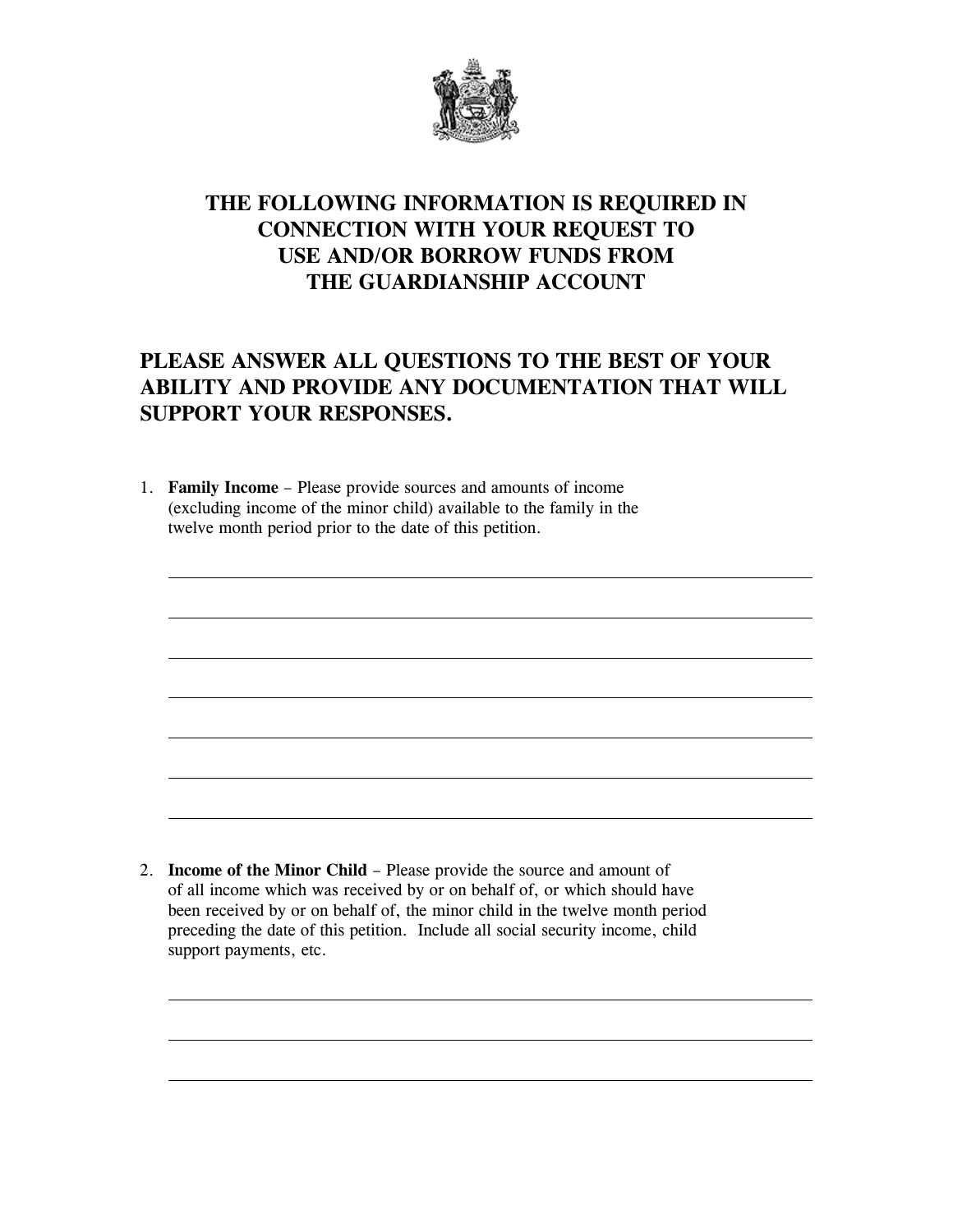# THE FOLLOWING INFORMATION IS REQUIRED IN CONNECTION WITH YOUR REQUEST TO USE AND/OR BORROW FUNDS FROM THE GUARDIANSHIP ACCOUNT

## PLEASE ANSWER ALL QUESTIONS TO THE BEST OF YOUR ABILITY AND PROVIDE ANY DOCUMENTATION THAT WILL SUPPORT YOUR RESPONSES.

1. **Family Income** – Please provide sources and amounts of income (excluding income of the minor child) available to the family in the twelve month period prior to the date of this petition.

_______________________________________________

_______________________________________________

_______________________________________________

_______________________________________________

_______________________________________________

_______________________________________________

_______________________________________________

2. **Income of the Minor Child** – Please provide the source and amount of of all income which was received by or on behalf of, or which should have been received by or on behalf of, the minor child in the twelve month period preceding the date of this petition. Include all social security income, child support payments, etc.

_______________________________________________

_______________________________________________

_______________________________________________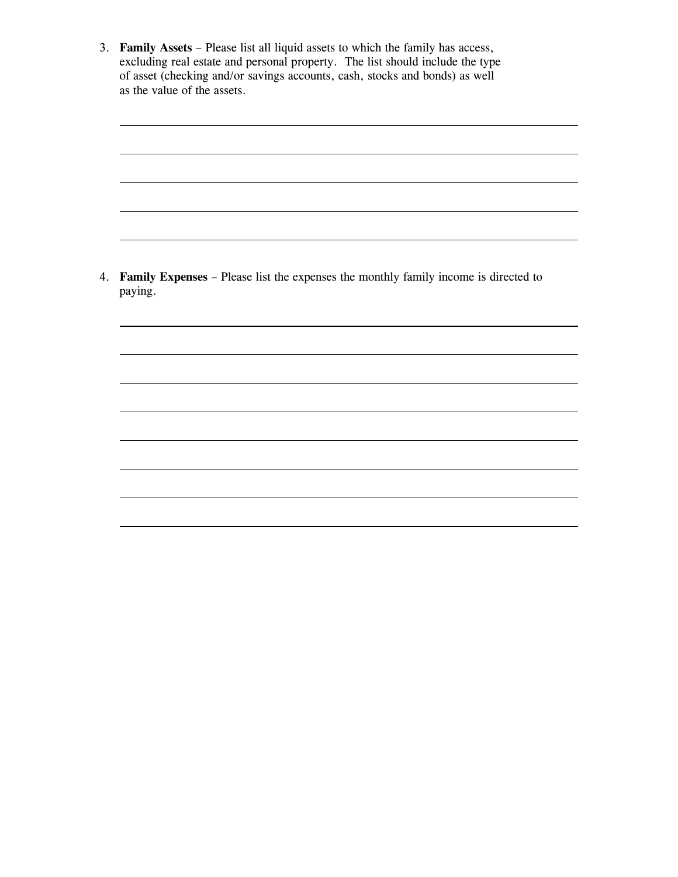3. **Family Assets** – Please list all liquid assets to which the family has access, excluding real estate and personal property. The list should include the type of asset (checking and/or savings accounts, cash, stocks and bonds) as well as the value of the assets.

   ______________________________________________________________________

   ______________________________________________________________________

   ______________________________________________________________________

   ______________________________________________________________________

   ______________________________________________________________________

4. **Family Expenses** – Please list the expenses the monthly family income is directed to paying.

   ______________________________________________________________________

   ______________________________________________________________________

   ______________________________________________________________________

   ______________________________________________________________________

   ______________________________________________________________________

   ______________________________________________________________________

   ______________________________________________________________________

   ______________________________________________________________________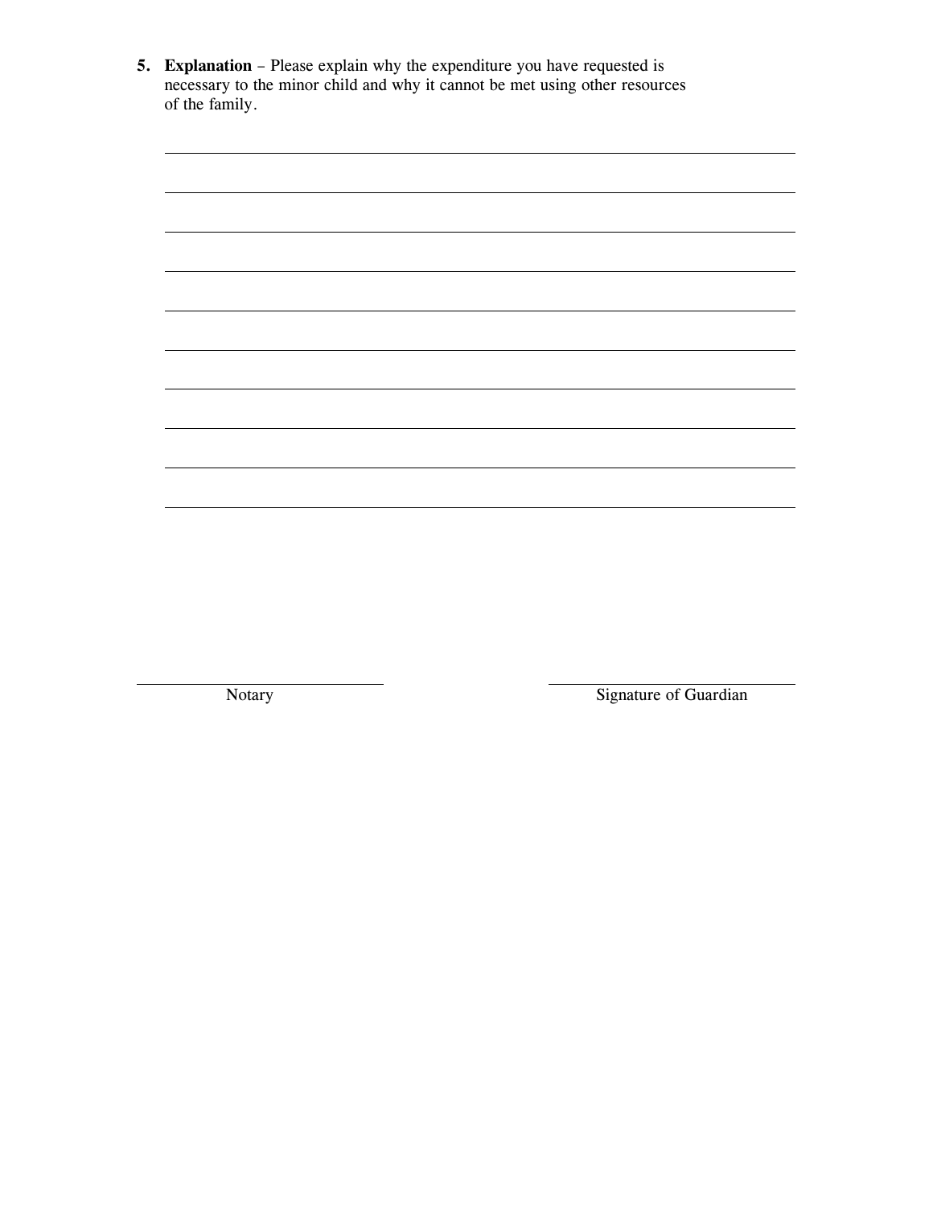5. **Explanation** – Please explain why the expenditure you have requested is necessary to the minor child and why it cannot be met using other resources of the family.

\_\_\_\_\_\_\_\_\_\_\_\_\_\_\_\_\_\_\_\_\_\_\_\_\_\_\_\_\_\_\_\_\_\_\_\_\_\_\_\_\_\_\_\_\_\_\_\_\_\_\_\_\_\_\_\_\_\_\_\_

\_\_\_\_\_\_\_\_\_\_\_\_\_\_\_\_\_\_\_\_\_\_\_\_\_\_\_\_\_\_\_\_\_\_\_\_\_\_\_\_\_\_\_\_\_\_\_\_\_\_\_\_\_\_\_\_\_\_\_\_

\_\_\_\_\_\_\_\_\_\_\_\_\_\_\_\_\_\_\_\_\_\_\_\_\_\_\_\_\_\_\_\_\_\_\_\_\_\_\_\_\_\_\_\_\_\_\_\_\_\_\_\_\_\_\_\_\_\_\_\_

\_\_\_\_\_\_\_\_\_\_\_\_\_\_\_\_\_\_\_\_\_\_\_\_\_\_\_\_\_\_\_\_\_\_\_\_\_\_\_\_\_\_\_\_\_\_\_\_\_\_\_\_\_\_\_\_\_\_\_\_

\_\_\_\_\_\_\_\_\_\_\_\_\_\_\_\_\_\_\_\_\_\_\_\_\_\_\_\_\_\_\_\_\_\_\_\_\_\_\_\_\_\_\_\_\_\_\_\_\_\_\_\_\_\_\_\_\_\_\_\_

\_\_\_\_\_\_\_\_\_\_\_\_\_\_\_\_\_\_\_\_\_\_\_\_\_\_\_\_\_\_\_\_\_\_\_\_\_\_\_\_\_\_\_\_\_\_\_\_\_\_\_\_\_\_\_\_\_\_\_\_

\_\_\_\_\_\_\_\_\_\_\_\_\_\_\_\_\_\_\_\_\_\_\_\_\_\_\_\_\_\_\_\_\_\_\_\_\_\_\_\_\_\_\_\_\_\_\_\_\_\_\_\_\_\_\_\_\_\_\_\_

\_\_\_\_\_\_\_\_\_\_\_\_\_\_\_\_\_\_\_\_\_\_\_\_\_\_\_\_\_\_\_\_\_\_\_\_\_\_\_\_\_\_\_\_\_\_\_\_\_\_\_\_\_\_\_\_\_\_\_\_

\_\_\_\_\_\_\_\_\_\_\_\_\_\_\_\_\_\_\_\_\_\_\_\_\_\_\_\_\_\_\_\_\_\_\_\_\_\_\_\_\_\_\_\_\_\_\_\_\_\_\_\_\_\_\_\_\_\_\_\_

\_\_\_\_\_\_\_\_\_\_\_\_\_\_\_\_\_\_\_\_\_\_\_\_\_\_\_\_\_\_\_\_\_\_\_\_\_\_\_\_\_\_\_\_\_\_\_\_\_\_\_\_\_\_\_\_\_\_\_\_

| | |
|---|---|
| \_\_\_\_\_\_\_\_\_\_\_\_\_\_\_\_\_\_\_\_\_\_\_\_\_ | \_\_\_\_\_\_\_\_\_\_\_\_\_\_\_\_\_\_\_\_\_\_\_\_\_ |
| Notary | Signature of Guardian |